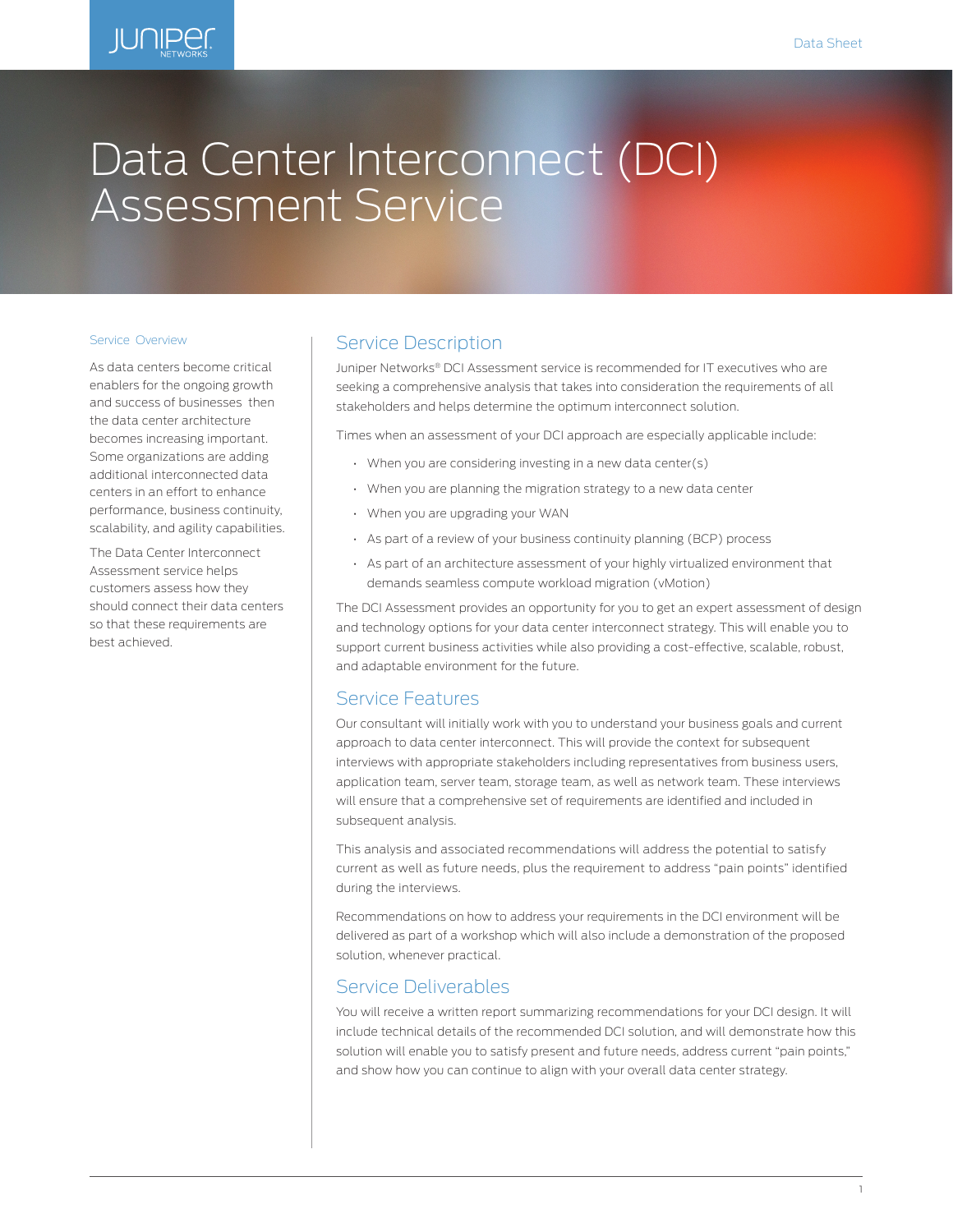# Data Center Interconnect (DCI) Assessment Service

## Service Overview

As data centers become critical enablers for the ongoing growth and success of businesses then the data center architecture becomes increasing important. Some organizations are adding additional interconnected data centers in an effort to enhance performance, business continuity, scalability, and agility capabilities.

The Data Center Interconnect Assessment service helps customers assess how they should connect their data centers so that these requirements are best achieved.

## Service Description

Juniper Networks® DCI Assessment service is recommended for IT executives who are seeking a comprehensive analysis that takes into consideration the requirements of all stakeholders and helps determine the optimum interconnect solution.

Times when an assessment of your DCI approach are especially applicable include:

- When you are considering investing in a new data center(s)
- When you are planning the migration strategy to a new data center
- When you are upgrading your WAN
- As part of a review of your business continuity planning (BCP) process
- As part of an architecture assessment of your highly virtualized environment that demands seamless compute workload migration (vMotion)

The DCI Assessment provides an opportunity for you to get an expert assessment of design and technology options for your data center interconnect strategy. This will enable you to support current business activities while also providing a cost-effective, scalable, robust, and adaptable environment for the future.

## Service Features

Our consultant will initially work with you to understand your business goals and current approach to data center interconnect. This will provide the context for subsequent interviews with appropriate stakeholders including representatives from business users, application team, server team, storage team, as well as network team. These interviews will ensure that a comprehensive set of requirements are identified and included in subsequent analysis.

This analysis and associated recommendations will address the potential to satisfy current as well as future needs, plus the requirement to address "pain points" identified during the interviews.

Recommendations on how to address your requirements in the DCI environment will be delivered as part of a workshop which will also include a demonstration of the proposed solution, whenever practical.

## Service Deliverables

You will receive a written report summarizing recommendations for your DCI design. It will include technical details of the recommended DCI solution, and will demonstrate how this solution will enable you to satisfy present and future needs, address current "pain points," and show how you can continue to align with your overall data center strategy.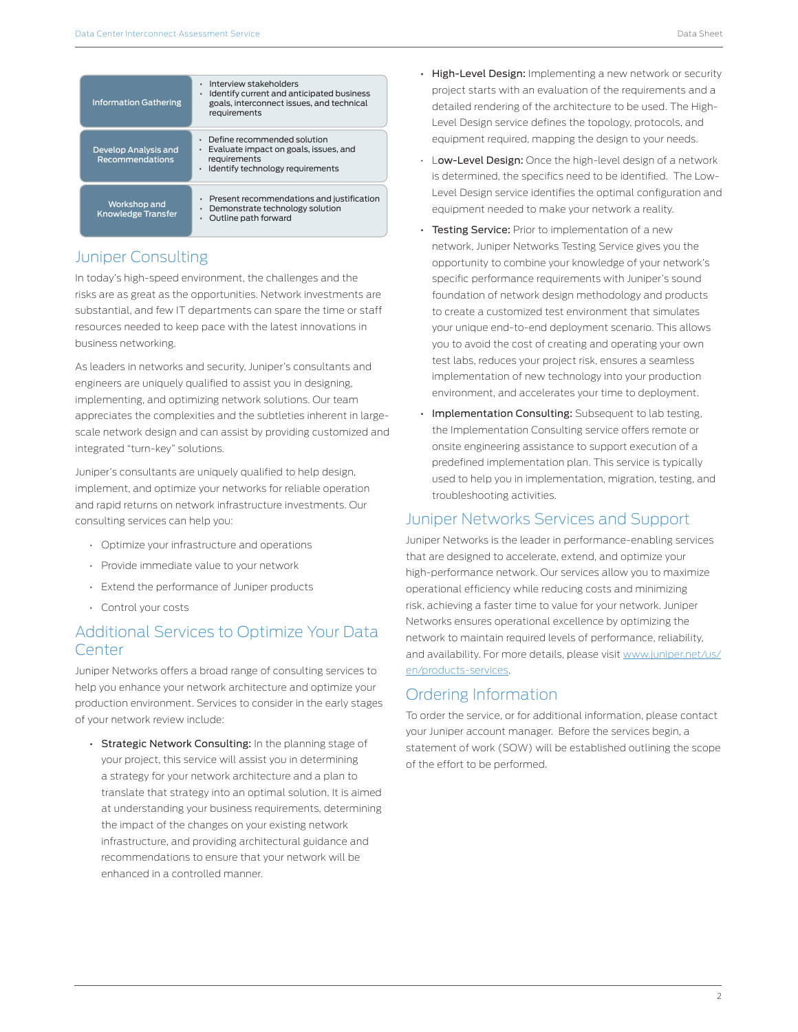| | |
|---|---|
| Information Gathering | • Interview stakeholders<br>• Identify current and anticipated business goals, interconnect issues, and technical requirements |
| Develop Analysis and Recommendations | • Define recommended solution<br>• Evaluate impact on goals, issues, and requirements<br>• Identify technology requirements |
| Workshop and Knowledge Transfer | • Present recommendations and justification<br>• Demonstrate technology solution<br>• Outline path forward |

## Juniper Consulting

In today's high-speed environment, the challenges and the risks are as great as the opportunities. Network investments are substantial, and few IT departments can spare the time or staff resources needed to keep pace with the latest innovations in business networking.

As leaders in networks and security, Juniper's consultants and engineers are uniquely qualified to assist you in designing, implementing, and optimizing network solutions. Our team appreciates the complexities and the subtleties inherent in large-scale network design and can assist by providing customized and integrated "turn-key" solutions.

Juniper's consultants are uniquely qualified to help design, implement, and optimize your networks for reliable operation and rapid returns on network infrastructure investments. Our consulting services can help you:

- Optimize your infrastructure and operations
- Provide immediate value to your network
- Extend the performance of Juniper products
- Control your costs

## Additional Services to Optimize Your Data Center

Juniper Networks offers a broad range of consulting services to help you enhance your network architecture and optimize your production environment. Services to consider in the early stages of your network review include:

- **Strategic Network Consulting:** In the planning stage of your project, this service will assist you in determining a strategy for your network architecture and a plan to translate that strategy into an optimal solution. It is aimed at understanding your business requirements, determining the impact of the changes on your existing network infrastructure, and providing architectural guidance and recommendations to ensure that your network will be enhanced in a controlled manner.
- **High-Level Design:** Implementing a new network or security project starts with an evaluation of the requirements and a detailed rendering of the architecture to be used. The High-Level Design service defines the topology, protocols, and equipment required, mapping the design to your needs.
- **Low-Level Design:** Once the high-level design of a network is determined, the specifics need to be identified. The Low-Level Design service identifies the optimal configuration and equipment needed to make your network a reality.
- **Testing Service:** Prior to implementation of a new network, Juniper Networks Testing Service gives you the opportunity to combine your knowledge of your network's specific performance requirements with Juniper's sound foundation of network design methodology and products to create a customized test environment that simulates your unique end-to-end deployment scenario. This allows you to avoid the cost of creating and operating your own test labs, reduces your project risk, ensures a seamless implementation of new technology into your production environment, and accelerates your time to deployment.
- **Implementation Consulting:** Subsequent to lab testing, the Implementation Consulting service offers remote or onsite engineering assistance to support execution of a predefined implementation plan. This service is typically used to help you in implementation, migration, testing, and troubleshooting activities.

## Juniper Networks Services and Support

Juniper Networks is the leader in performance-enabling services that are designed to accelerate, extend, and optimize your high-performance network. Our services allow you to maximize operational efficiency while reducing costs and minimizing risk, achieving a faster time to value for your network. Juniper Networks ensures operational excellence by optimizing the network to maintain required levels of performance, reliability, and availability. For more details, please visit www.juniper.net/us/en/products-services.

## Ordering Information

To order the service, or for additional information, please contact your Juniper account manager. Before the services begin, a statement of work (SOW) will be established outlining the scope of the effort to be performed.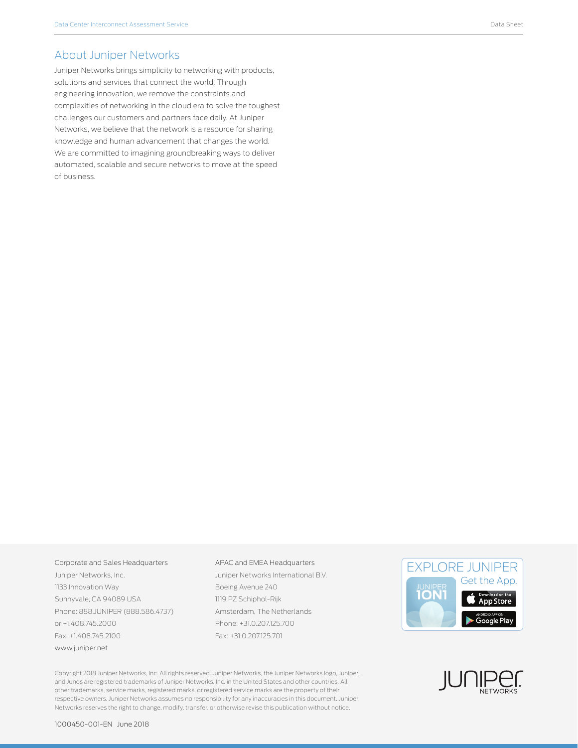## About Juniper Networks

Juniper Networks brings simplicity to networking with products, solutions and services that connect the world. Through engineering innovation, we remove the constraints and complexities of networking in the cloud era to solve the toughest challenges our customers and partners face daily. At Juniper Networks, we believe that the network is a resource for sharing knowledge and human advancement that changes the world. We are committed to imagining groundbreaking ways to deliver automated, scalable and secure networks to move at the speed of business.

Corporate and Sales Headquarters
Juniper Networks, Inc.
1133 Innovation Way
Sunnyvale, CA 94089 USA
Phone: 888.JUNIPER (888.586.4737)
or +1.408.745.2000
Fax: +1.408.745.2100
www.juniper.net

APAC and EMEA Headquarters
Juniper Networks International B.V.
Boeing Avenue 240
1119 PZ Schiphol-Rijk
Amsterdam, The Netherlands
Phone: +31.0.207.125.700
Fax: +31.0.207.125.701

EXPLORE JUNIPER
Get the App.

Copyright 2018 Juniper Networks, Inc. All rights reserved. Juniper Networks, the Juniper Networks logo, Juniper, and Junos are registered trademarks of Juniper Networks, Inc. in the United States and other countries. All other trademarks, service marks, registered marks, or registered service marks are the property of their respective owners. Juniper Networks assumes no responsibility for any inaccuracies in this document. Juniper Networks reserves the right to change, modify, transfer, or otherwise revise this publication without notice.

1000450-001-EN June 2018